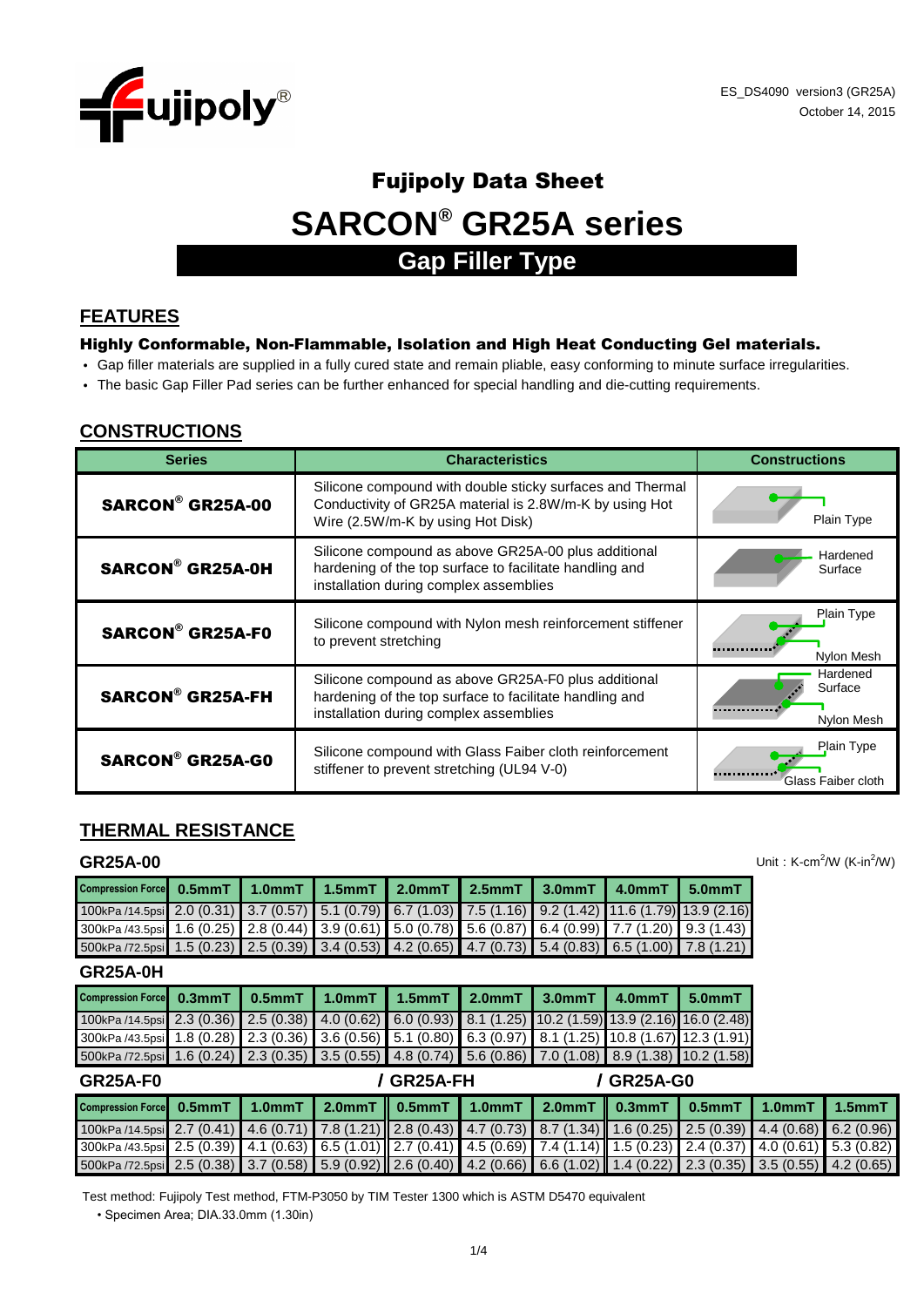ES_DS4090 version3 (GR25A)
October 14, 2015

# Fujipoly Data Sheet

# SARCON® GR25A series

## Gap Filler Type

## FEATURES

**Highly Conformable, Non-Flammable, Isolation and High Heat Conducting Gel materials.**

- Gap filler materials are supplied in a fully cured state and remain pliable, easy conforming to minute surface irregularities.
- The basic Gap Filler Pad series can be further enhanced for special handling and die-cutting requirements.

## CONSTRUCTIONS

| Series | Characteristics | Constructions |
|---|---|---|
| **SARCON® GR25A-00** | Silicone compound with double sticky surfaces and Thermal Conductivity of GR25A material is 2.8W/m-K by using Hot Wire (2.5W/m-K by using Hot Disk) | Plain Type |
| **SARCON® GR25A-0H** | Silicone compound as above GR25A-00 plus additional hardening of the top surface to facilitate handling and installation during complex assemblies | Hardened Surface |
| **SARCON® GR25A-F0** | Silicone compound with Nylon mesh reinforcement stiffener to prevent stretching | Plain Type / Nylon Mesh |
| **SARCON® GR25A-FH** | Silicone compound as above GR25A-F0 plus additional hardening of the top surface to facilitate handling and installation during complex assemblies | Hardened Surface / Nylon Mesh |
| **SARCON® GR25A-G0** | Silicone compound with Glass Faiber cloth reinforcement stiffener to prevent stretching (UL94 V-0) | Plain Type / Glass Faiber cloth |

## THERMAL RESISTANCE

Unit : K-cm$^2$/W (K-in$^2$/W)

### GR25A-00

| Compression Force | 0.5mmT | 1.0mmT | 1.5mmT | 2.0mmT | 2.5mmT | 3.0mmT | 4.0mmT | 5.0mmT |
|---|---|---|---|---|---|---|---|---|
| 100kPa /14.5psi | 2.0 (0.31) | 3.7 (0.57) | 5.1 (0.79) | 6.7 (1.03) | 7.5 (1.16) | 9.2 (1.42) | 11.6 (1.79) | 13.9 (2.16) |
| 300kPa /43.5psi | 1.6 (0.25) | 2.8 (0.44) | 3.9 (0.61) | 5.0 (0.78) | 5.6 (0.87) | 6.4 (0.99) | 7.7 (1.20) | 9.3 (1.43) |
| 500kPa /72.5psi | 1.5 (0.23) | 2.5 (0.39) | 3.4 (0.53) | 4.2 (0.65) | 4.7 (0.73) | 5.4 (0.83) | 6.5 (1.00) | 7.8 (1.21) |

### GR25A-0H

| Compression Force | 0.3mmT | 0.5mmT | 1.0mmT | 1.5mmT | 2.0mmT | 3.0mmT | 4.0mmT | 5.0mmT |
|---|---|---|---|---|---|---|---|---|
| 100kPa /14.5psi | 2.3 (0.36) | 2.5 (0.38) | 4.0 (0.62) | 6.0 (0.93) | 8.1 (1.25) | 10.2 (1.59) | 13.9 (2.16) | 16.0 (2.48) |
| 300kPa /43.5psi | 1.8 (0.28) | 2.3 (0.36) | 3.6 (0.56) | 5.1 (0.80) | 6.3 (0.97) | 8.1 (1.25) | 10.8 (1.67) | 12.3 (1.91) |
| 500kPa /72.5psi | 1.6 (0.24) | 2.3 (0.35) | 3.5 (0.55) | 4.8 (0.74) | 5.6 (0.86) | 7.0 (1.08) | 8.9 (1.38) | 10.2 (1.58) |

### GR25A-F0 / GR25A-FH / GR25A-G0

| | GR25A-F0 | | | GR25A-FH | | | GR25A-G0 | | | |
|---|---|---|---|---|---|---|---|---|---|---|
| Compression Force | 0.5mmT | 1.0mmT | 2.0mmT | 0.5mmT | 1.0mmT | 2.0mmT | 0.3mmT | 0.5mmT | 1.0mmT | 1.5mmT |
| 100kPa /14.5psi | 2.7 (0.41) | 4.6 (0.71) | 7.8 (1.21) | 2.8 (0.43) | 4.7 (0.73) | 8.7 (1.34) | 1.6 (0.25) | 2.5 (0.39) | 4.4 (0.68) | 6.2 (0.96) |
| 300kPa /43.5psi | 2.5 (0.39) | 4.1 (0.63) | 6.5 (1.01) | 2.7 (0.41) | 4.5 (0.69) | 7.4 (1.14) | 1.5 (0.23) | 2.4 (0.37) | 4.0 (0.61) | 5.3 (0.82) |
| 500kPa /72.5psi | 2.5 (0.38) | 3.7 (0.58) | 5.9 (0.92) | 2.6 (0.40) | 4.2 (0.66) | 6.6 (1.02) | 1.4 (0.22) | 2.3 (0.35) | 3.5 (0.55) | 4.2 (0.65) |

Test method: Fujipoly Test method, FTM-P3050 by TIM Tester 1300 which is ASTM D5470 equivalent

- Specimen Area; DIA.33.0mm (1.30in)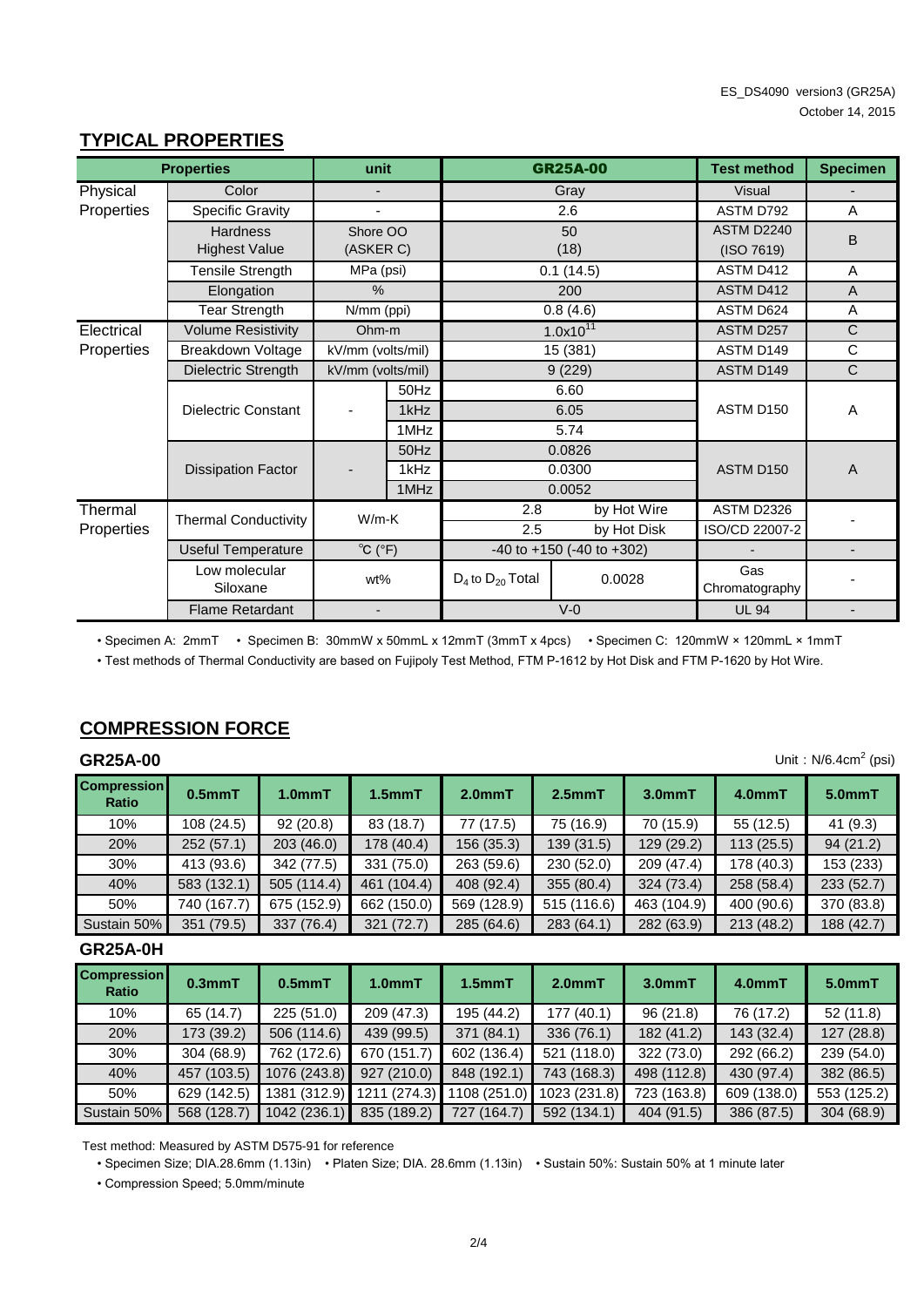ES_DS4090 version3 (GR25A)
October 14, 2015

## TYPICAL PROPERTIES

| Properties | | unit | | GR25A-00 | | Test method | Specimen |
|---|---|---|---|---|---|---|---|
| Physical Properties | Color | - | | Gray | | Visual | - |
| | Specific Gravity | - | | 2.6 | | ASTM D792 | A |
| | Hardness Highest Value | Shore OO (ASKER C) | | 50 (18) | | ASTM D2240 (ISO 7619) | B |
| | Tensile Strength | MPa (psi) | | 0.1 (14.5) | | ASTM D412 | A |
| | Elongation | % | | 200 | | ASTM D412 | A |
| | Tear Strength | N/mm (ppi) | | 0.8 (4.6) | | ASTM D624 | A |
| Electrical Properties | Volume Resistivity | Ohm-m | | $1.0x10^{11}$ | | ASTM D257 | C |
| | Breakdown Voltage | kV/mm (volts/mil) | | 15 (381) | | ASTM D149 | C |
| | Dielectric Strength | kV/mm (volts/mil) | | 9 (229) | | ASTM D149 | C |
| | Dielectric Constant | - | 50Hz | 6.60 | | ASTM D150 | A |
| | | | 1kHz | 6.05 | | | |
| | | | 1MHz | 5.74 | | | |
| | Dissipation Factor | - | 50Hz | 0.0826 | | ASTM D150 | A |
| | | | 1kHz | 0.0300 | | | |
| | | | 1MHz | 0.0052 | | | |
| Thermal Properties | Thermal Conductivity | W/m-K | | 2.8 | by Hot Wire | ASTM D2326 | - |
| | | | | 2.5 | by Hot Disk | ISO/CD 22007-2 | |
| | Useful Temperature | ℃ (°F) | | -40 to +150 (-40 to +302) | | - | - |
| | Low molecular Siloxane | wt% | | $D_4$ to $D_{20}$ Total | 0.0028 | Gas Chromatography | - |
| | Flame Retardant | - | | V-0 | | UL 94 | - |

• Specimen A: 2mmT • Specimen B: 30mmW x 50mmL x 12mmT (3mmT x 4pcs) • Specimen C: 120mmW × 120mmL × 1mmT

• Test methods of Thermal Conductivity are based on Fujipoly Test Method, FTM P-1612 by Hot Disk and FTM P-1620 by Hot Wire.

## COMPRESSION FORCE

### GR25A-00

Unit：N/6.4cm$^2$ (psi)

| Compression Ratio | 0.5mmT | 1.0mmT | 1.5mmT | 2.0mmT | 2.5mmT | 3.0mmT | 4.0mmT | 5.0mmT |
|---|---|---|---|---|---|---|---|---|
| 10% | 108 (24.5) | 92 (20.8) | 83 (18.7) | 77 (17.5) | 75 (16.9) | 70 (15.9) | 55 (12.5) | 41 (9.3) |
| 20% | 252 (57.1) | 203 (46.0) | 178 (40.4) | 156 (35.3) | 139 (31.5) | 129 (29.2) | 113 (25.5) | 94 (21.2) |
| 30% | 413 (93.6) | 342 (77.5) | 331 (75.0) | 263 (59.6) | 230 (52.0) | 209 (47.4) | 178 (40.3) | 153 (233) |
| 40% | 583 (132.1) | 505 (114.4) | 461 (104.4) | 408 (92.4) | 355 (80.4) | 324 (73.4) | 258 (58.4) | 233 (52.7) |
| 50% | 740 (167.7) | 675 (152.9) | 662 (150.0) | 569 (128.9) | 515 (116.6) | 463 (104.9) | 400 (90.6) | 370 (83.8) |
| Sustain 50% | 351 (79.5) | 337 (76.4) | 321 (72.7) | 285 (64.6) | 283 (64.1) | 282 (63.9) | 213 (48.2) | 188 (42.7) |

### GR25A-0H

| Compression Ratio | 0.3mmT | 0.5mmT | 1.0mmT | 1.5mmT | 2.0mmT | 3.0mmT | 4.0mmT | 5.0mmT |
|---|---|---|---|---|---|---|---|---|
| 10% | 65 (14.7) | 225 (51.0) | 209 (47.3) | 195 (44.2) | 177 (40.1) | 96 (21.8) | 76 (17.2) | 52 (11.8) |
| 20% | 173 (39.2) | 506 (114.6) | 439 (99.5) | 371 (84.1) | 336 (76.1) | 182 (41.2) | 143 (32.4) | 127 (28.8) |
| 30% | 304 (68.9) | 762 (172.6) | 670 (151.7) | 602 (136.4) | 521 (118.0) | 322 (73.0) | 292 (66.2) | 239 (54.0) |
| 40% | 457 (103.5) | 1076 (243.8) | 927 (210.0) | 848 (192.1) | 743 (168.3) | 498 (112.8) | 430 (97.4) | 382 (86.5) |
| 50% | 629 (142.5) | 1381 (312.9) | 1211 (274.3) | 1108 (251.0) | 1023 (231.8) | 723 (163.8) | 609 (138.0) | 553 (125.2) |
| Sustain 50% | 568 (128.7) | 1042 (236.1) | 835 (189.2) | 727 (164.7) | 592 (134.1) | 404 (91.5) | 386 (87.5) | 304 (68.9) |

Test method: Measured by ASTM D575-91 for reference

• Specimen Size; DIA.28.6mm (1.13in) • Platen Size; DIA. 28.6mm (1.13in) • Sustain 50%: Sustain 50% at 1 minute later

• Compression Speed; 5.0mm/minute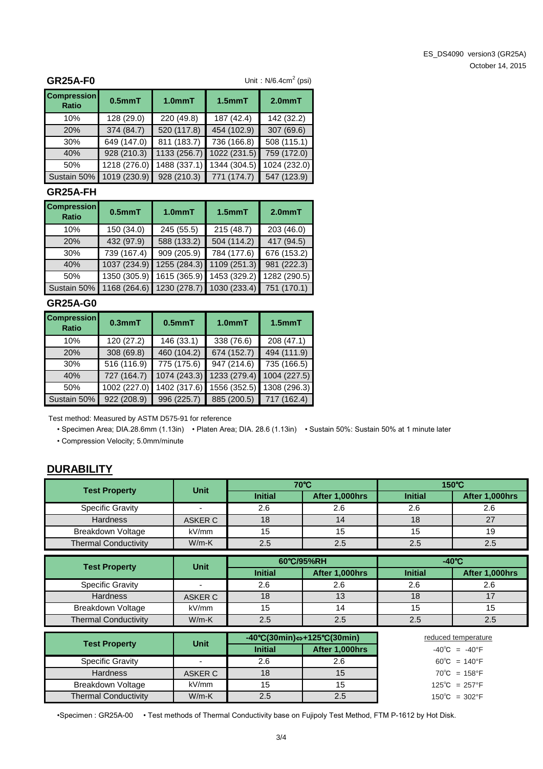ES_DS4090 version3 (GR25A)
October 14, 2015

### GR25A-F0

Unit：N/6.4cm$^2$ (psi)

| Compression Ratio | 0.5mmT | 1.0mmT | 1.5mmT | 2.0mmT |
|---|---|---|---|---|
| 10% | 128 (29.0) | 220 (49.8) | 187 (42.4) | 142 (32.2) |
| 20% | 374 (84.7) | 520 (117.8) | 454 (102.9) | 307 (69.6) |
| 30% | 649 (147.0) | 811 (183.7) | 736 (166.8) | 508 (115.1) |
| 40% | 928 (210.3) | 1133 (256.7) | 1022 (231.5) | 759 (172.0) |
| 50% | 1218 (276.0) | 1488 (337.1) | 1344 (304.5) | 1024 (232.0) |
| Sustain 50% | 1019 (230.9) | 928 (210.3) | 771 (174.7) | 547 (123.9) |

### GR25A-FH

| Compression Ratio | 0.5mmT | 1.0mmT | 1.5mmT | 2.0mmT |
|---|---|---|---|---|
| 10% | 150 (34.0) | 245 (55.5) | 215 (48.7) | 203 (46.0) |
| 20% | 432 (97.9) | 588 (133.2) | 504 (114.2) | 417 (94.5) |
| 30% | 739 (167.4) | 909 (205.9) | 784 (177.6) | 676 (153.2) |
| 40% | 1037 (234.9) | 1255 (284.3) | 1109 (251.3) | 981 (222.3) |
| 50% | 1350 (305.9) | 1615 (365.9) | 1453 (329.2) | 1282 (290.5) |
| Sustain 50% | 1168 (264.6) | 1230 (278.7) | 1030 (233.4) | 751 (170.1) |

### GR25A-G0

| Compression Ratio | 0.3mmT | 0.5mmT | 1.0mmT | 1.5mmT |
|---|---|---|---|---|
| 10% | 120 (27.2) | 146 (33.1) | 338 (76.6) | 208 (47.1) |
| 20% | 308 (69.8) | 460 (104.2) | 674 (152.7) | 494 (111.9) |
| 30% | 516 (116.9) | 775 (175.6) | 947 (214.6) | 735 (166.5) |
| 40% | 727 (164.7) | 1074 (243.3) | 1233 (279.4) | 1004 (227.5) |
| 50% | 1002 (227.0) | 1402 (317.6) | 1556 (352.5) | 1308 (296.3) |
| Sustain 50% | 922 (208.9) | 996 (225.7) | 885 (200.5) | 717 (162.4) |

Test method: Measured by ASTM D575-91 for reference

- Specimen Area; DIA.28.6mm (1.13in) • Platen Area; DIA. 28.6 (1.13in) • Sustain 50%: Sustain 50% at 1 minute later
- Compression Velocity; 5.0mm/minute

## DURABILITY

| Test Property | Unit | 70℃ | | 150℃ | |
|---|---|---|---|---|---|
| | | Initial | After 1,000hrs | Initial | After 1,000hrs |
| Specific Gravity | - | 2.6 | 2.6 | 2.6 | 2.6 |
| Hardness | ASKER C | 18 | 14 | 18 | 27 |
| Breakdown Voltage | kV/mm | 15 | 15 | 15 | 19 |
| Thermal Conductivity | W/m-K | 2.5 | 2.5 | 2.5 | 2.5 |

| Test Property | Unit | 60℃/95%RH | | -40℃ | |
|---|---|---|---|---|---|
| | | Initial | After 1,000hrs | Initial | After 1,000hrs |
| Specific Gravity | - | 2.6 | 2.6 | 2.6 | 2.6 |
| Hardness | ASKER C | 18 | 13 | 18 | 17 |
| Breakdown Voltage | kV/mm | 15 | 14 | 15 | 15 |
| Thermal Conductivity | W/m-K | 2.5 | 2.5 | 2.5 | 2.5 |

| Test Property | Unit | -40℃(30min)⇔+125℃(30min) | |
|---|---|---|---|
| | | Initial | After 1,000hrs |
| Specific Gravity | - | 2.6 | 2.6 |
| Hardness | ASKER C | 18 | 15 |
| Breakdown Voltage | kV/mm | 15 | 15 |
| Thermal Conductivity | W/m-K | 2.5 | 2.5 |

reduced temperature

- -40℃ = -40°F
- 60℃ = 140°F
- 70℃ = 158°F
- 125℃ = 257°F
- 150℃ = 302°F

•Specimen : GR25A-00 • Test methods of Thermal Conductivity base on Fujipoly Test Method, FTM P-1612 by Hot Disk.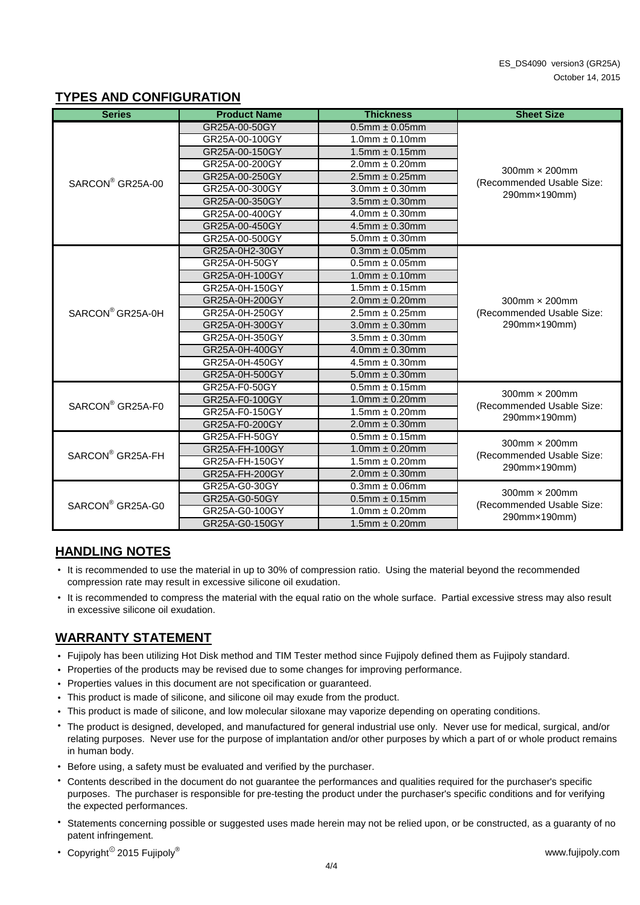## TYPES AND CONFIGURATION

| Series | Product Name | Thickness | Sheet Size |
|---|---|---|---|
| SARCON® GR25A-00 | GR25A-00-50GY | 0.5mm ± 0.05mm | 300mm × 200mm (Recommended Usable Size: 290mm×190mm) |
| | GR25A-00-100GY | 1.0mm ± 0.10mm | |
| | GR25A-00-150GY | 1.5mm ± 0.15mm | |
| | GR25A-00-200GY | 2.0mm ± 0.20mm | |
| | GR25A-00-250GY | 2.5mm ± 0.25mm | |
| | GR25A-00-300GY | 3.0mm ± 0.30mm | |
| | GR25A-00-350GY | 3.5mm ± 0.30mm | |
| | GR25A-00-400GY | 4.0mm ± 0.30mm | |
| | GR25A-00-450GY | 4.5mm ± 0.30mm | |
| | GR25A-00-500GY | 5.0mm ± 0.30mm | |
| SARCON® GR25A-0H | GR25A-0H2-30GY | 0.3mm ± 0.05mm | 300mm × 200mm (Recommended Usable Size: 290mm×190mm) |
| | GR25A-0H-50GY | 0.5mm ± 0.05mm | |
| | GR25A-0H-100GY | 1.0mm ± 0.10mm | |
| | GR25A-0H-150GY | 1.5mm ± 0.15mm | |
| | GR25A-0H-200GY | 2.0mm ± 0.20mm | |
| | GR25A-0H-250GY | 2.5mm ± 0.25mm | |
| | GR25A-0H-300GY | 3.0mm ± 0.30mm | |
| | GR25A-0H-350GY | 3.5mm ± 0.30mm | |
| | GR25A-0H-400GY | 4.0mm ± 0.30mm | |
| | GR25A-0H-450GY | 4.5mm ± 0.30mm | |
| | GR25A-0H-500GY | 5.0mm ± 0.30mm | |
| SARCON® GR25A-F0 | GR25A-F0-50GY | 0.5mm ± 0.15mm | 300mm × 200mm (Recommended Usable Size: 290mm×190mm) |
| | GR25A-F0-100GY | 1.0mm ± 0.20mm | |
| | GR25A-F0-150GY | 1.5mm ± 0.20mm | |
| | GR25A-F0-200GY | 2.0mm ± 0.30mm | |
| SARCON® GR25A-FH | GR25A-FH-50GY | 0.5mm ± 0.15mm | 300mm × 200mm (Recommended Usable Size: 290mm×190mm) |
| | GR25A-FH-100GY | 1.0mm ± 0.20mm | |
| | GR25A-FH-150GY | 1.5mm ± 0.20mm | |
| | GR25A-FH-200GY | 2.0mm ± 0.30mm | |
| SARCON® GR25A-G0 | GR25A-G0-30GY | 0.3mm ± 0.06mm | 300mm × 200mm (Recommended Usable Size: 290mm×190mm) |
| | GR25A-G0-50GY | 0.5mm ± 0.15mm | |
| | GR25A-G0-100GY | 1.0mm ± 0.20mm | |
| | GR25A-G0-150GY | 1.5mm ± 0.20mm | |

## HANDLING NOTES

- It is recommended to use the material in up to 30% of compression ratio. Using the material beyond the recommended compression rate may result in excessive silicone oil exudation.
- It is recommended to compress the material with the equal ratio on the whole surface. Partial excessive stress may also result in excessive silicone oil exudation.

## WARRANTY STATEMENT

- Fujipoly has been utilizing Hot Disk method and TIM Tester method since Fujipoly defined them as Fujipoly standard.
- Properties of the products may be revised due to some changes for improving performance.
- Properties values in this document are not specification or guaranteed.
- This product is made of silicone, and silicone oil may exude from the product.
- This product is made of silicone, and low molecular siloxane may vaporize depending on operating conditions.
- The product is designed, developed, and manufactured for general industrial use only. Never use for medical, surgical, and/or relating purposes. Never use for the purpose of implantation and/or other purposes by which a part of or whole product remains in human body.
- Before using, a safety must be evaluated and verified by the purchaser.
- Contents described in the document do not guarantee the performances and qualities required for the purchaser's specific purposes. The purchaser is responsible for pre-testing the product under the purchaser's specific conditions and for verifying the expected performances.
- Statements concerning possible or suggested uses made herein may not be relied upon, or be constructed, as a guaranty of no patent infringement.
- Copyright© 2015 Fujipoly®

www.fujipoly.com